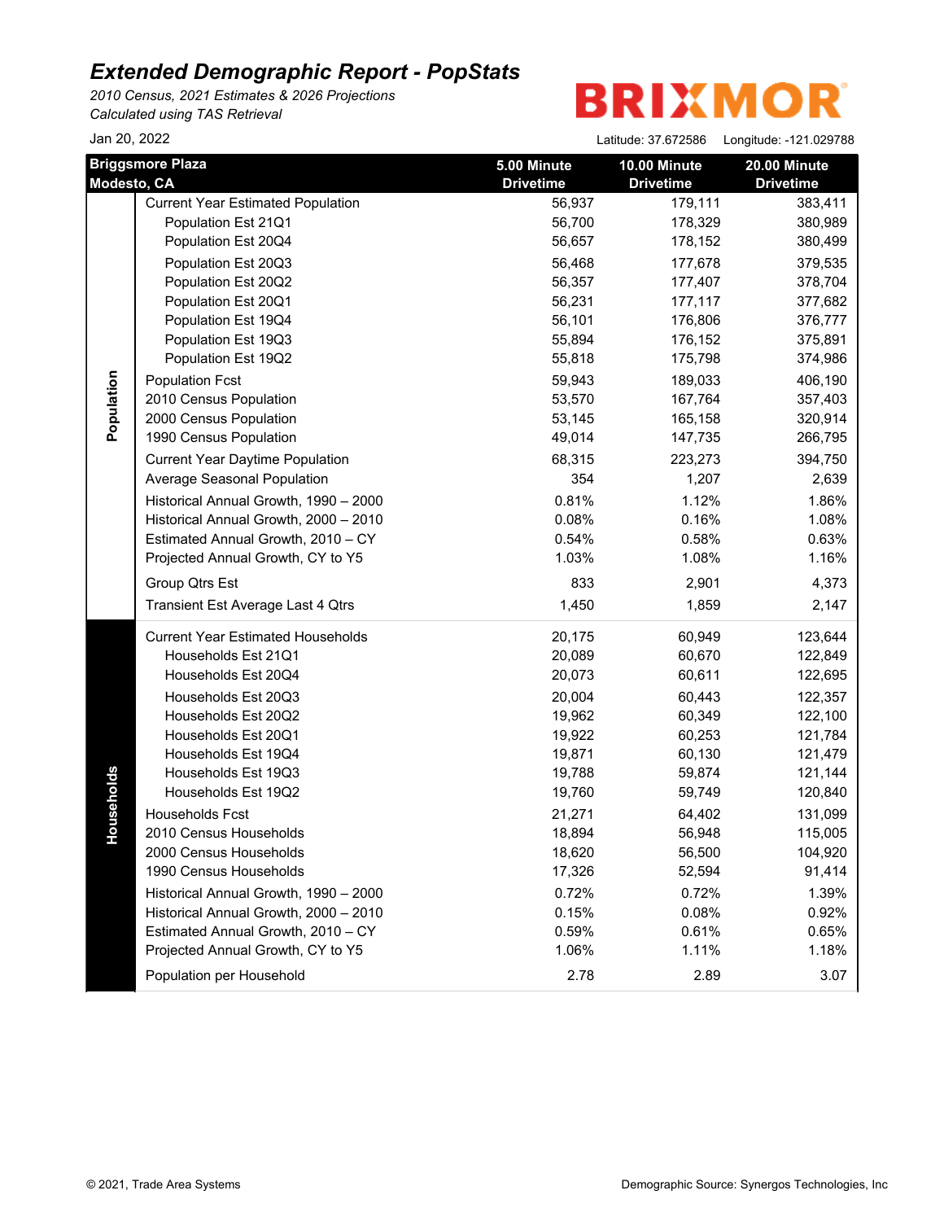# Extended Demographic Report - PopStats

*2010 Census, 2021 Estimates & 2026 Projections*
*Calculated using TAS Retrieval*

BRIXMOR

Jan 20, 2022

Latitude: 37.672586 Longitude: -121.029788

| | Briggsmore Plaza Modesto, CA | 5.00 Minute Drivetime | 10.00 Minute Drivetime | 20.00 Minute Drivetime |
|---|---|---|---|---|
| Population | Current Year Estimated Population | 56,937 | 179,111 | 383,411 |
| | Population Est 21Q1 | 56,700 | 178,329 | 380,989 |
| | Population Est 20Q4 | 56,657 | 178,152 | 380,499 |
| | Population Est 20Q3 | 56,468 | 177,678 | 379,535 |
| | Population Est 20Q2 | 56,357 | 177,407 | 378,704 |
| | Population Est 20Q1 | 56,231 | 177,117 | 377,682 |
| | Population Est 19Q4 | 56,101 | 176,806 | 376,777 |
| | Population Est 19Q3 | 55,894 | 176,152 | 375,891 |
| | Population Est 19Q2 | 55,818 | 175,798 | 374,986 |
| | Population Fcst | 59,943 | 189,033 | 406,190 |
| | 2010 Census Population | 53,570 | 167,764 | 357,403 |
| | 2000 Census Population | 53,145 | 165,158 | 320,914 |
| | 1990 Census Population | 49,014 | 147,735 | 266,795 |
| | Current Year Daytime Population | 68,315 | 223,273 | 394,750 |
| | Average Seasonal Population | 354 | 1,207 | 2,639 |
| | Historical Annual Growth, 1990 – 2000 | 0.81% | 1.12% | 1.86% |
| | Historical Annual Growth, 2000 – 2010 | 0.08% | 0.16% | 1.08% |
| | Estimated Annual Growth, 2010 – CY | 0.54% | 0.58% | 0.63% |
| | Projected Annual Growth, CY to Y5 | 1.03% | 1.08% | 1.16% |
| | Group Qtrs Est | 833 | 2,901 | 4,373 |
| | Transient Est Average Last 4 Qtrs | 1,450 | 1,859 | 2,147 |
| Households | Current Year Estimated Households | 20,175 | 60,949 | 123,644 |
| | Households Est 21Q1 | 20,089 | 60,670 | 122,849 |
| | Households Est 20Q4 | 20,073 | 60,611 | 122,695 |
| | Households Est 20Q3 | 20,004 | 60,443 | 122,357 |
| | Households Est 20Q2 | 19,962 | 60,349 | 122,100 |
| | Households Est 20Q1 | 19,922 | 60,253 | 121,784 |
| | Households Est 19Q4 | 19,871 | 60,130 | 121,479 |
| | Households Est 19Q3 | 19,788 | 59,874 | 121,144 |
| | Households Est 19Q2 | 19,760 | 59,749 | 120,840 |
| | Households Fcst | 21,271 | 64,402 | 131,099 |
| | 2010 Census Households | 18,894 | 56,948 | 115,005 |
| | 2000 Census Households | 18,620 | 56,500 | 104,920 |
| | 1990 Census Households | 17,326 | 52,594 | 91,414 |
| | Historical Annual Growth, 1990 – 2000 | 0.72% | 0.72% | 1.39% |
| | Historical Annual Growth, 2000 – 2010 | 0.15% | 0.08% | 0.92% |
| | Estimated Annual Growth, 2010 – CY | 0.59% | 0.61% | 0.65% |
| | Projected Annual Growth, CY to Y5 | 1.06% | 1.11% | 1.18% |
| | Population per Household | 2.78 | 2.89 | 3.07 |

© 2021, Trade Area Systems

Demographic Source: Synergos Technologies, Inc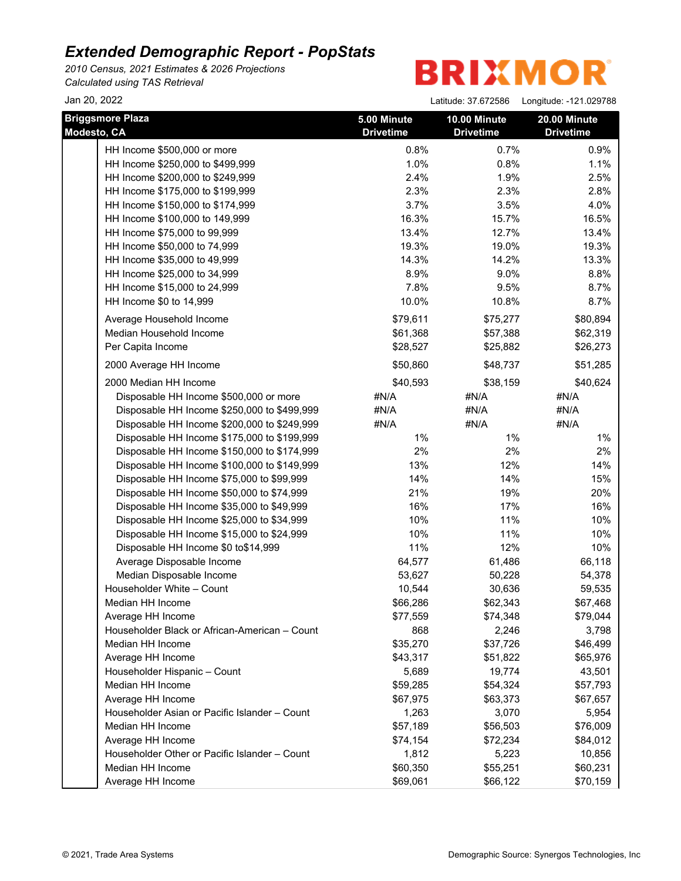# Extended Demographic Report - PopStats

*2010 Census, 2021 Estimates & 2026 Projections*
*Calculated using TAS Retrieval*

BRIXMOR

Jan 20, 2022

Latitude: 37.672586 Longitude: -121.029788

| Briggsmore Plaza Modesto, CA | 5.00 Minute Drivetime | 10.00 Minute Drivetime | 20.00 Minute Drivetime |
|---|---|---|---|
| HH Income $500,000 or more | 0.8% | 0.7% | 0.9% |
| HH Income $250,000 to $499,999 | 1.0% | 0.8% | 1.1% |
| HH Income $200,000 to $249,999 | 2.4% | 1.9% | 2.5% |
| HH Income $175,000 to $199,999 | 2.3% | 2.3% | 2.8% |
| HH Income $150,000 to $174,999 | 3.7% | 3.5% | 4.0% |
| HH Income $100,000 to 149,999 | 16.3% | 15.7% | 16.5% |
| HH Income $75,000 to 99,999 | 13.4% | 12.7% | 13.4% |
| HH Income $50,000 to 74,999 | 19.3% | 19.0% | 19.3% |
| HH Income $35,000 to 49,999 | 14.3% | 14.2% | 13.3% |
| HH Income $25,000 to 34,999 | 8.9% | 9.0% | 8.8% |
| HH Income $15,000 to 24,999 | 7.8% | 9.5% | 8.7% |
| HH Income $0 to 14,999 | 10.0% | 10.8% | 8.7% |
| Average Household Income | $79,611 | $75,277 | $80,894 |
| Median Household Income | $61,368 | $57,388 | $62,319 |
| Per Capita Income | $28,527 | $25,882 | $26,273 |
| 2000 Average HH Income | $50,860 | $48,737 | $51,285 |
| 2000 Median HH Income | $40,593 | $38,159 | $40,624 |
| Disposable HH Income $500,000 or more | #N/A | #N/A | #N/A |
| Disposable HH Income $250,000 to $499,999 | #N/A | #N/A | #N/A |
| Disposable HH Income $200,000 to $249,999 | #N/A | #N/A | #N/A |
| Disposable HH Income $175,000 to $199,999 | 1% | 1% | 1% |
| Disposable HH Income $150,000 to $174,999 | 2% | 2% | 2% |
| Disposable HH Income $100,000 to $149,999 | 13% | 12% | 14% |
| Disposable HH Income $75,000 to $99,999 | 14% | 14% | 15% |
| Disposable HH Income $50,000 to $74,999 | 21% | 19% | 20% |
| Disposable HH Income $35,000 to $49,999 | 16% | 17% | 16% |
| Disposable HH Income $25,000 to $34,999 | 10% | 11% | 10% |
| Disposable HH Income $15,000 to $24,999 | 10% | 11% | 10% |
| Disposable HH Income $0 to$14,999 | 11% | 12% | 10% |
| Average Disposable Income | 64,577 | 61,486 | 66,118 |
| Median Disposable Income | 53,627 | 50,228 | 54,378 |
| Householder White – Count | 10,544 | 30,636 | 59,535 |
| Median HH Income | $66,286 | $62,343 | $67,468 |
| Average HH Income | $77,559 | $74,348 | $79,044 |
| Householder Black or African-American – Count | 868 | 2,246 | 3,798 |
| Median HH Income | $35,270 | $37,726 | $46,499 |
| Average HH Income | $43,317 | $51,822 | $65,976 |
| Householder Hispanic – Count | 5,689 | 19,774 | 43,501 |
| Median HH Income | $59,285 | $54,324 | $57,793 |
| Average HH Income | $67,975 | $63,373 | $67,657 |
| Householder Asian or Pacific Islander – Count | 1,263 | 3,070 | 5,954 |
| Median HH Income | $57,189 | $56,503 | $76,009 |
| Average HH Income | $74,154 | $72,234 | $84,012 |
| Householder Other or Pacific Islander – Count | 1,812 | 5,223 | 10,856 |
| Median HH Income | $60,350 | $55,251 | $60,231 |
| Average HH Income | $69,061 | $66,122 | $70,159 |

© 2021, Trade Area Systems

Demographic Source: Synergos Technologies, Inc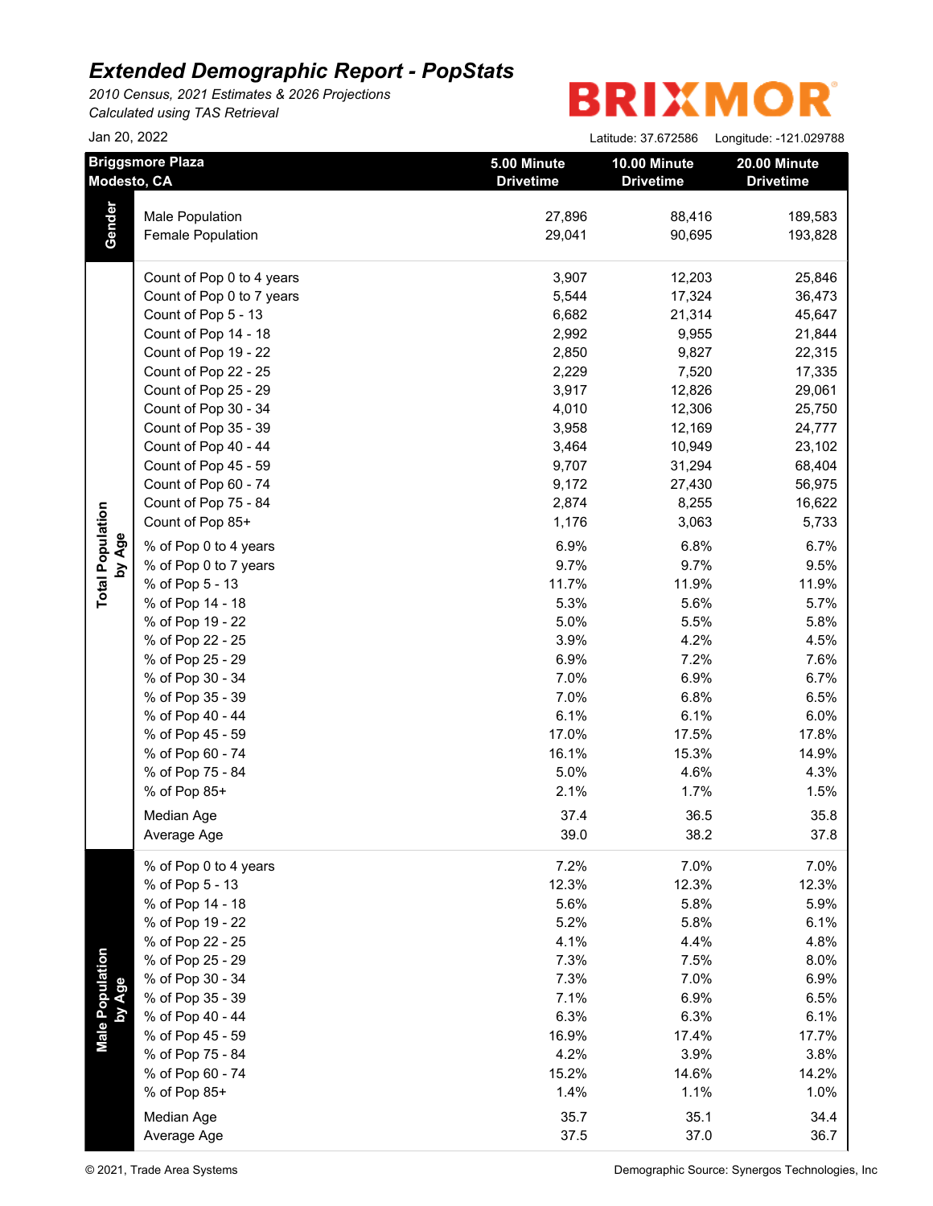# *Extended Demographic Report - PopStats*

*2010 Census, 2021 Estimates & 2026 Projections*
*Calculated using TAS Retrieval*

BRIXMOR

Jan 20, 2022

Latitude: 37.672586 Longitude: -121.029788

| Section | Briggsmore Plaza Modesto, CA | 5.00 Minute Drivetime | 10.00 Minute Drivetime | 20.00 Minute Drivetime |
|---|---|---|---|---|
| Gender | Male Population | 27,896 | 88,416 | 189,583 |
| | Female Population | 29,041 | 90,695 | 193,828 |
| Total Population by Age | Count of Pop 0 to 4 years | 3,907 | 12,203 | 25,846 |
| | Count of Pop 0 to 7 years | 5,544 | 17,324 | 36,473 |
| | Count of Pop 5 - 13 | 6,682 | 21,314 | 45,647 |
| | Count of Pop 14 - 18 | 2,992 | 9,955 | 21,844 |
| | Count of Pop 19 - 22 | 2,850 | 9,827 | 22,315 |
| | Count of Pop 22 - 25 | 2,229 | 7,520 | 17,335 |
| | Count of Pop 25 - 29 | 3,917 | 12,826 | 29,061 |
| | Count of Pop 30 - 34 | 4,010 | 12,306 | 25,750 |
| | Count of Pop 35 - 39 | 3,958 | 12,169 | 24,777 |
| | Count of Pop 40 - 44 | 3,464 | 10,949 | 23,102 |
| | Count of Pop 45 - 59 | 9,707 | 31,294 | 68,404 |
| | Count of Pop 60 - 74 | 9,172 | 27,430 | 56,975 |
| | Count of Pop 75 - 84 | 2,874 | 8,255 | 16,622 |
| | Count of Pop 85+ | 1,176 | 3,063 | 5,733 |
| | % of Pop 0 to 4 years | 6.9% | 6.8% | 6.7% |
| | % of Pop 0 to 7 years | 9.7% | 9.7% | 9.5% |
| | % of Pop 5 - 13 | 11.7% | 11.9% | 11.9% |
| | % of Pop 14 - 18 | 5.3% | 5.6% | 5.7% |
| | % of Pop 19 - 22 | 5.0% | 5.5% | 5.8% |
| | % of Pop 22 - 25 | 3.9% | 4.2% | 4.5% |
| | % of Pop 25 - 29 | 6.9% | 7.2% | 7.6% |
| | % of Pop 30 - 34 | 7.0% | 6.9% | 6.7% |
| | % of Pop 35 - 39 | 7.0% | 6.8% | 6.5% |
| | % of Pop 40 - 44 | 6.1% | 6.1% | 6.0% |
| | % of Pop 45 - 59 | 17.0% | 17.5% | 17.8% |
| | % of Pop 60 - 74 | 16.1% | 15.3% | 14.9% |
| | % of Pop 75 - 84 | 5.0% | 4.6% | 4.3% |
| | % of Pop 85+ | 2.1% | 1.7% | 1.5% |
| | Median Age | 37.4 | 36.5 | 35.8 |
| | Average Age | 39.0 | 38.2 | 37.8 |
| Male Population by Age | % of Pop 0 to 4 years | 7.2% | 7.0% | 7.0% |
| | % of Pop 5 - 13 | 12.3% | 12.3% | 12.3% |
| | % of Pop 14 - 18 | 5.6% | 5.8% | 5.9% |
| | % of Pop 19 - 22 | 5.2% | 5.8% | 6.1% |
| | % of Pop 22 - 25 | 4.1% | 4.4% | 4.8% |
| | % of Pop 25 - 29 | 7.3% | 7.5% | 8.0% |
| | % of Pop 30 - 34 | 7.3% | 7.0% | 6.9% |
| | % of Pop 35 - 39 | 7.1% | 6.9% | 6.5% |
| | % of Pop 40 - 44 | 6.3% | 6.3% | 6.1% |
| | % of Pop 45 - 59 | 16.9% | 17.4% | 17.7% |
| | % of Pop 75 - 84 | 4.2% | 3.9% | 3.8% |
| | % of Pop 60 - 74 | 15.2% | 14.6% | 14.2% |
| | % of Pop 85+ | 1.4% | 1.1% | 1.0% |
| | Median Age | 35.7 | 35.1 | 34.4 |
| | Average Age | 37.5 | 37.0 | 36.7 |

© 2021, Trade Area Systems

Demographic Source: Synergos Technologies, Inc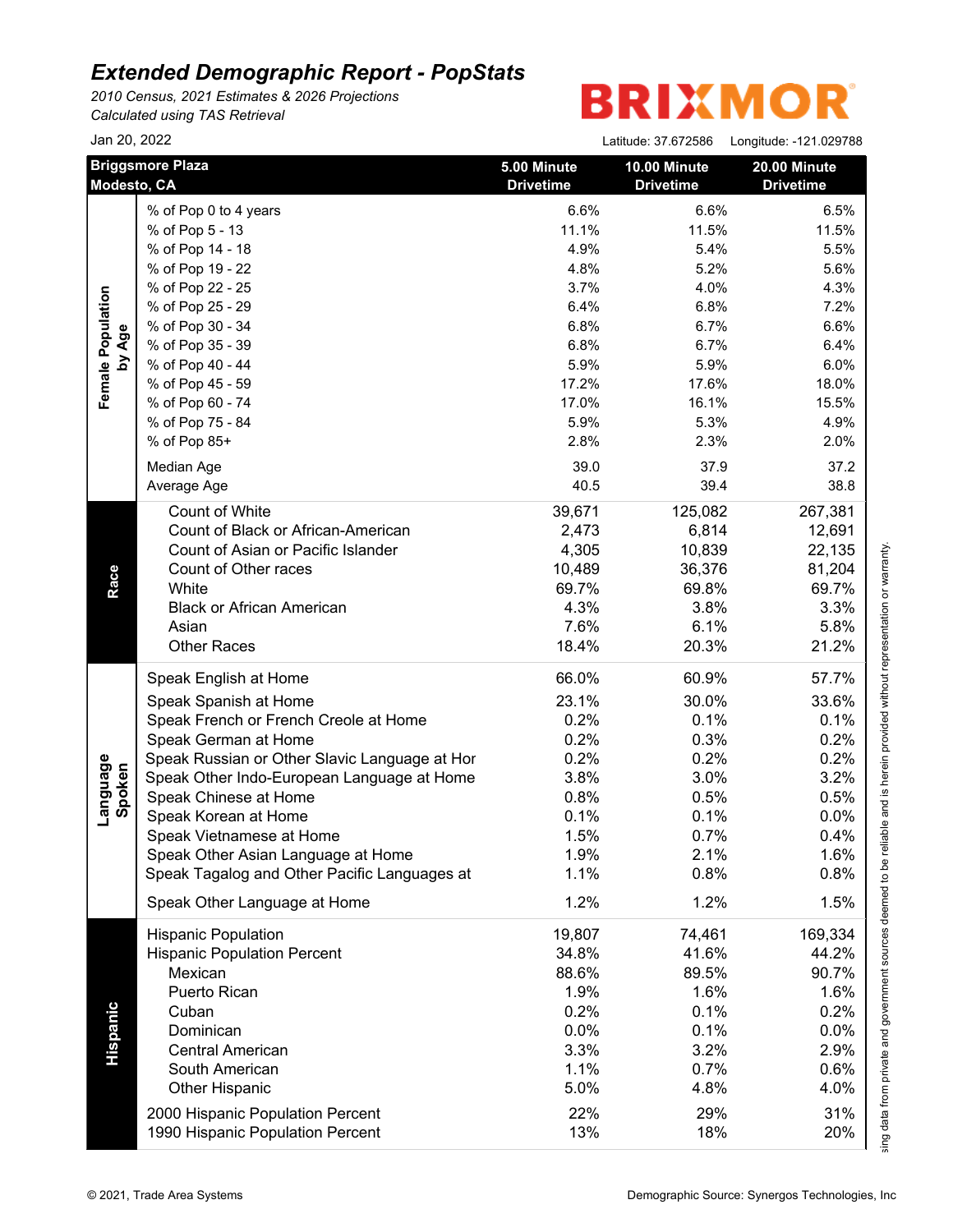# *Extended Demographic Report - PopStats*

*2010 Census, 2021 Estimates & 2026 Projections*
*Calculated using TAS Retrieval*

BRIXMOR

Jan 20, 2022

Latitude: 37.672586 Longitude: -121.029788

| | **Briggsmore Plaza Modesto, CA** | **5.00 Minute Drivetime** | **10.00 Minute Drivetime** | **20.00 Minute Drivetime** |
|---|---|---|---|---|
| **Female Population by Age** | % of Pop 0 to 4 years | 6.6% | 6.6% | 6.5% |
| | % of Pop 5 - 13 | 11.1% | 11.5% | 11.5% |
| | % of Pop 14 - 18 | 4.9% | 5.4% | 5.5% |
| | % of Pop 19 - 22 | 4.8% | 5.2% | 5.6% |
| | % of Pop 22 - 25 | 3.7% | 4.0% | 4.3% |
| | % of Pop 25 - 29 | 6.4% | 6.8% | 7.2% |
| | % of Pop 30 - 34 | 6.8% | 6.7% | 6.6% |
| | % of Pop 35 - 39 | 6.8% | 6.7% | 6.4% |
| | % of Pop 40 - 44 | 5.9% | 5.9% | 6.0% |
| | % of Pop 45 - 59 | 17.2% | 17.6% | 18.0% |
| | % of Pop 60 - 74 | 17.0% | 16.1% | 15.5% |
| | % of Pop 75 - 84 | 5.9% | 5.3% | 4.9% |
| | % of Pop 85+ | 2.8% | 2.3% | 2.0% |
| | Median Age | 39.0 | 37.9 | 37.2 |
| | Average Age | 40.5 | 39.4 | 38.8 |
| **Race** | Count of White | 39,671 | 125,082 | 267,381 |
| | Count of Black or African-American | 2,473 | 6,814 | 12,691 |
| | Count of Asian or Pacific Islander | 4,305 | 10,839 | 22,135 |
| | Count of Other races | 10,489 | 36,376 | 81,204 |
| | White | 69.7% | 69.8% | 69.7% |
| | Black or African American | 4.3% | 3.8% | 3.3% |
| | Asian | 7.6% | 6.1% | 5.8% |
| | Other Races | 18.4% | 20.3% | 21.2% |
| **Language Spoken** | Speak English at Home | 66.0% | 60.9% | 57.7% |
| | Speak Spanish at Home | 23.1% | 30.0% | 33.6% |
| | Speak French or French Creole at Home | 0.2% | 0.1% | 0.1% |
| | Speak German at Home | 0.2% | 0.3% | 0.2% |
| | Speak Russian or Other Slavic Language at Hor | 0.2% | 0.2% | 0.2% |
| | Speak Other Indo-European Language at Home | 3.8% | 3.0% | 3.2% |
| | Speak Chinese at Home | 0.8% | 0.5% | 0.5% |
| | Speak Korean at Home | 0.1% | 0.1% | 0.0% |
| | Speak Vietnamese at Home | 1.5% | 0.7% | 0.4% |
| | Speak Other Asian Language at Home | 1.9% | 2.1% | 1.6% |
| | Speak Tagalog and Other Pacific Languages at | 1.1% | 0.8% | 0.8% |
| | Speak Other Language at Home | 1.2% | 1.2% | 1.5% |
| **Hispanic** | Hispanic Population | 19,807 | 74,461 | 169,334 |
| | Hispanic Population Percent | 34.8% | 41.6% | 44.2% |
| | Mexican | 88.6% | 89.5% | 90.7% |
| | Puerto Rican | 1.9% | 1.6% | 1.6% |
| | Cuban | 0.2% | 0.1% | 0.2% |
| | Dominican | 0.0% | 0.1% | 0.0% |
| | Central American | 3.3% | 3.2% | 2.9% |
| | South American | 1.1% | 0.7% | 0.6% |
| | Other Hispanic | 5.0% | 4.8% | 4.0% |
| | 2000 Hispanic Population Percent | 22% | 29% | 31% |
| | 1990 Hispanic Population Percent | 13% | 18% | 20% |

sing data from private and government sources deemed to be reliable and is herein provided without representation or warranty.

© 2021, Trade Area Systems

Demographic Source: Synergos Technologies, Inc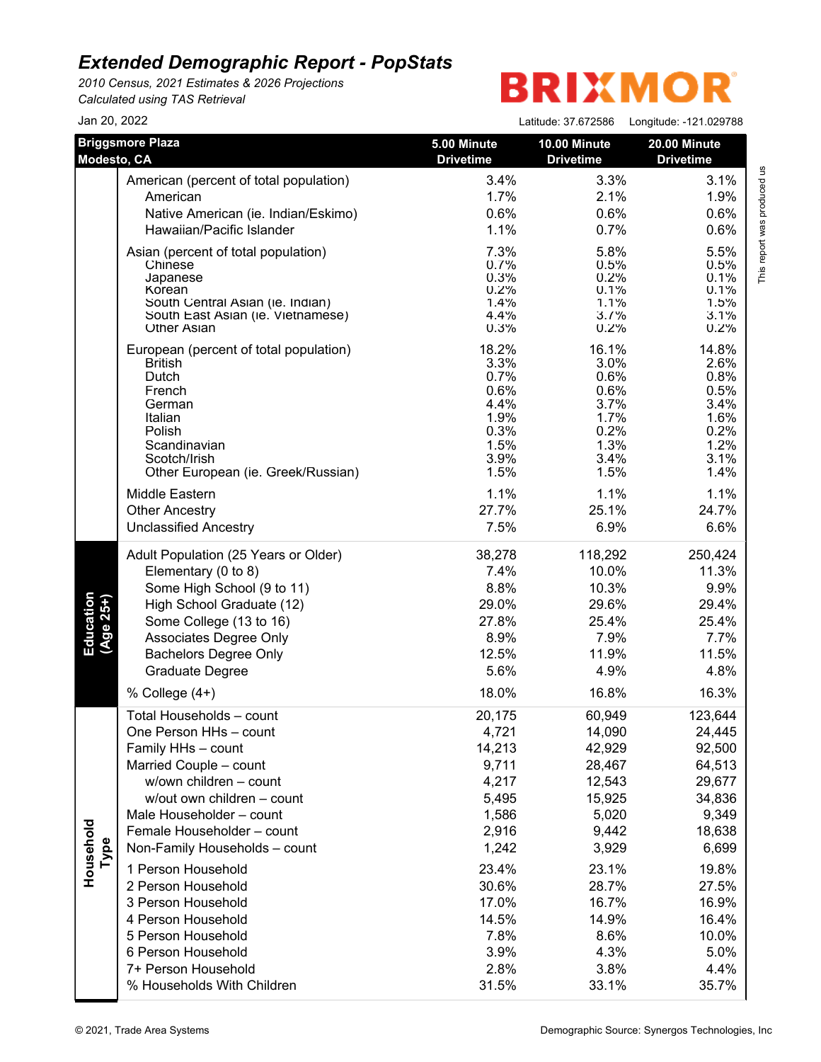# Extended Demographic Report - PopStats

*2010 Census, 2021 Estimates & 2026 Projections*
*Calculated using TAS Retrieval*

BRIXMOR

Jan 20, 2022

Latitude: 37.672586 Longitude: -121.029788

This report was produced us

| | Briggsmore Plaza Modesto, CA | 5.00 Minute Drivetime | 10.00 Minute Drivetime | 20.00 Minute Drivetime |
|---|---|---|---|---|
| | American (percent of total population) | 3.4% | 3.3% | 3.1% |
| | American | 1.7% | 2.1% | 1.9% |
| | Native American (ie. Indian/Eskimo) | 0.6% | 0.6% | 0.6% |
| | Hawaiian/Pacific Islander | 1.1% | 0.7% | 0.6% |
| | Asian (percent of total population) | 7.3% | 5.8% | 5.5% |
| | Chinese | 0.7% | 0.5% | 0.5% |
| | Japanese | 0.3% | 0.2% | 0.1% |
| | Korean | 0.2% | 0.1% | 0.1% |
| | South Central Asian (ie. Indian) | 1.4% | 1.1% | 1.5% |
| | South East Asian (ie. Vietnamese) | 4.4% | 3.7% | 3.1% |
| | Other Asian | 0.3% | 0.2% | 0.2% |
| | European (percent of total population) | 18.2% | 16.1% | 14.8% |
| | British | 3.3% | 3.0% | 2.6% |
| | Dutch | 0.7% | 0.6% | 0.8% |
| | French | 0.6% | 0.6% | 0.5% |
| | German | 4.4% | 3.7% | 3.4% |
| | Italian | 1.9% | 1.7% | 1.6% |
| | Polish | 0.3% | 0.2% | 0.2% |
| | Scandinavian | 1.5% | 1.3% | 1.2% |
| | Scotch/Irish | 3.9% | 3.4% | 3.1% |
| | Other European (ie. Greek/Russian) | 1.5% | 1.5% | 1.4% |
| | Middle Eastern | 1.1% | 1.1% | 1.1% |
| | Other Ancestry | 27.7% | 25.1% | 24.7% |
| | Unclassified Ancestry | 7.5% | 6.9% | 6.6% |
| Education (Age 25+) | Adult Population (25 Years or Older) | 38,278 | 118,292 | 250,424 |
| | Elementary (0 to 8) | 7.4% | 10.0% | 11.3% |
| | Some High School (9 to 11) | 8.8% | 10.3% | 9.9% |
| | High School Graduate (12) | 29.0% | 29.6% | 29.4% |
| | Some College (13 to 16) | 27.8% | 25.4% | 25.4% |
| | Associates Degree Only | 8.9% | 7.9% | 7.7% |
| | Bachelors Degree Only | 12.5% | 11.9% | 11.5% |
| | Graduate Degree | 5.6% | 4.9% | 4.8% |
| | % College (4+) | 18.0% | 16.8% | 16.3% |
| Household Type | Total Households – count | 20,175 | 60,949 | 123,644 |
| | One Person HHs – count | 4,721 | 14,090 | 24,445 |
| | Family HHs – count | 14,213 | 42,929 | 92,500 |
| | Married Couple – count | 9,711 | 28,467 | 64,513 |
| | w/own children – count | 4,217 | 12,543 | 29,677 |
| | w/out own children – count | 5,495 | 15,925 | 34,836 |
| | Male Householder – count | 1,586 | 5,020 | 9,349 |
| | Female Householder – count | 2,916 | 9,442 | 18,638 |
| | Non-Family Households – count | 1,242 | 3,929 | 6,699 |
| | 1 Person Household | 23.4% | 23.1% | 19.8% |
| | 2 Person Household | 30.6% | 28.7% | 27.5% |
| | 3 Person Household | 17.0% | 16.7% | 16.9% |
| | 4 Person Household | 14.5% | 14.9% | 16.4% |
| | 5 Person Household | 7.8% | 8.6% | 10.0% |
| | 6 Person Household | 3.9% | 4.3% | 5.0% |
| | 7+ Person Household | 2.8% | 3.8% | 4.4% |
| | % Households With Children | 31.5% | 33.1% | 35.7% |

© 2021, Trade Area Systems

Demographic Source: Synergos Technologies, Inc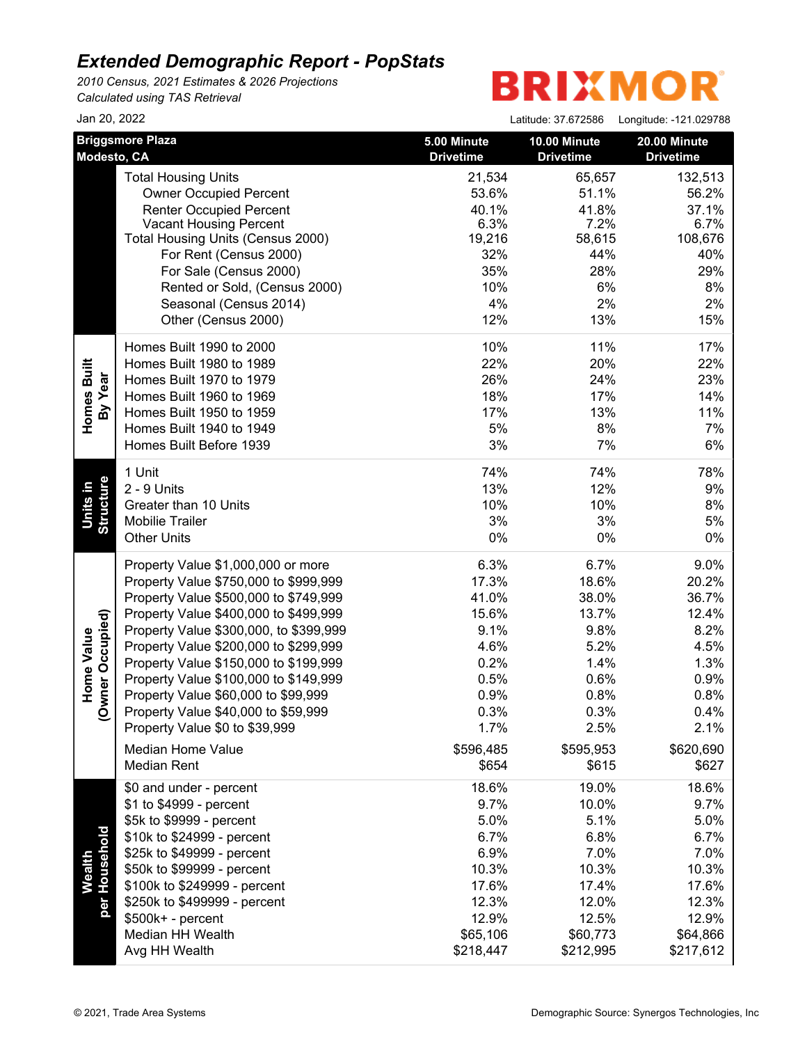# *Extended Demographic Report - PopStats*

*2010 Census, 2021 Estimates & 2026 Projections*
*Calculated using TAS Retrieval*

BRIXMOR

Jan 20, 2022

Latitude: 37.672586 Longitude: -121.029788

| | Briggsmore Plaza Modesto, CA | 5.00 Minute Drivetime | 10.00 Minute Drivetime | 20.00 Minute Drivetime |
|---|---|---|---|---|
| | Total Housing Units | 21,534 | 65,657 | 132,513 |
| | Owner Occupied Percent | 53.6% | 51.1% | 56.2% |
| | Renter Occupied Percent | 40.1% | 41.8% | 37.1% |
| | Vacant Housing Percent | 6.3% | 7.2% | 6.7% |
| | Total Housing Units (Census 2000) | 19,216 | 58,615 | 108,676 |
| | For Rent (Census 2000) | 32% | 44% | 40% |
| | For Sale (Census 2000) | 35% | 28% | 29% |
| | Rented or Sold, (Census 2000) | 10% | 6% | 8% |
| | Seasonal (Census 2014) | 4% | 2% | 2% |
| | Other (Census 2000) | 12% | 13% | 15% |
| Homes Built By Year | Homes Built 1990 to 2000 | 10% | 11% | 17% |
| | Homes Built 1980 to 1989 | 22% | 20% | 22% |
| | Homes Built 1970 to 1979 | 26% | 24% | 23% |
| | Homes Built 1960 to 1969 | 18% | 17% | 14% |
| | Homes Built 1950 to 1959 | 17% | 13% | 11% |
| | Homes Built 1940 to 1949 | 5% | 8% | 7% |
| | Homes Built Before 1939 | 3% | 7% | 6% |
| Units in Structure | 1 Unit | 74% | 74% | 78% |
| | 2 - 9 Units | 13% | 12% | 9% |
| | Greater than 10 Units | 10% | 10% | 8% |
| | Mobilie Trailer | 3% | 3% | 5% |
| | Other Units | 0% | 0% | 0% |
| Home Value (Owner Occupied) | Property Value $1,000,000 or more | 6.3% | 6.7% | 9.0% |
| | Property Value $750,000 to $999,999 | 17.3% | 18.6% | 20.2% |
| | Property Value $500,000 to $749,999 | 41.0% | 38.0% | 36.7% |
| | Property Value $400,000 to $499,999 | 15.6% | 13.7% | 12.4% |
| | Property Value $300,000, to $399,999 | 9.1% | 9.8% | 8.2% |
| | Property Value $200,000 to $299,999 | 4.6% | 5.2% | 4.5% |
| | Property Value $150,000 to $199,999 | 0.2% | 1.4% | 1.3% |
| | Property Value $100,000 to $149,999 | 0.5% | 0.6% | 0.9% |
| | Property Value $60,000 to $99,999 | 0.9% | 0.8% | 0.8% |
| | Property Value $40,000 to $59,999 | 0.3% | 0.3% | 0.4% |
| | Property Value $0 to $39,999 | 1.7% | 2.5% | 2.1% |
| | Median Home Value | $596,485 | $595,953 | $620,690 |
| | Median Rent | $654 | $615 | $627 |
| Wealth per Household | $0 and under - percent | 18.6% | 19.0% | 18.6% |
| | $1 to $4999 - percent | 9.7% | 10.0% | 9.7% |
| | $5k to $9999 - percent | 5.0% | 5.1% | 5.0% |
| | $10k to $24999 - percent | 6.7% | 6.8% | 6.7% |
| | $25k to $49999 - percent | 6.9% | 7.0% | 7.0% |
| | $50k to $99999 - percent | 10.3% | 10.3% | 10.3% |
| | $100k to $249999 - percent | 17.6% | 17.4% | 17.6% |
| | $250k to $499999 - percent | 12.3% | 12.0% | 12.3% |
| | $500k+ - percent | 12.9% | 12.5% | 12.9% |
| | Median HH Wealth | $65,106 | $60,773 | $64,866 |
| | Avg HH Wealth | $218,447 | $212,995 | $217,612 |

© 2021, Trade Area Systems

Demographic Source: Synergos Technologies, Inc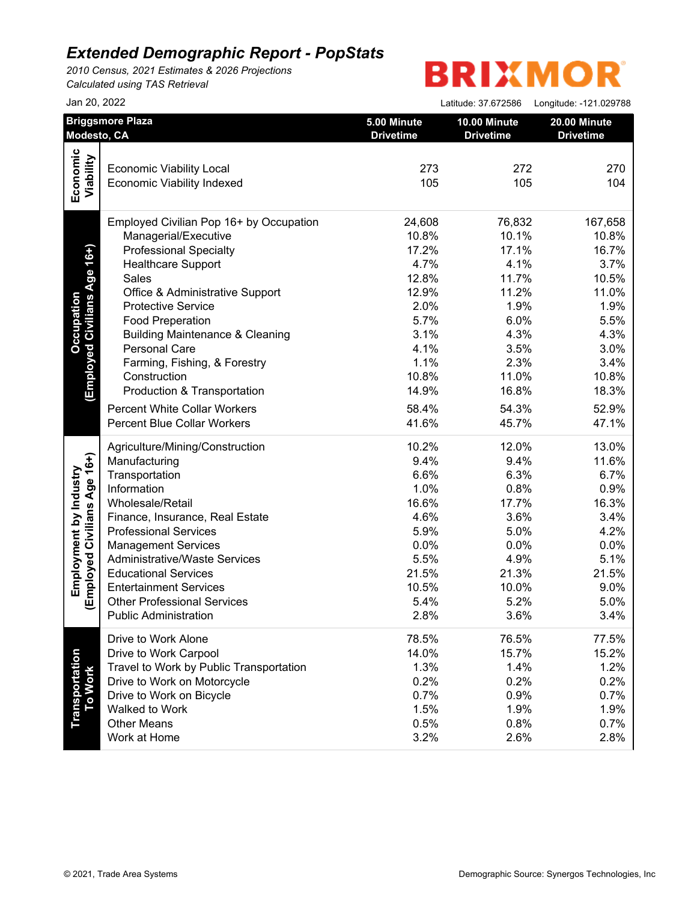# *Extended Demographic Report - PopStats*

*2010 Census, 2021 Estimates & 2026 Projections*
*Calculated using TAS Retrieval*

BRIXMOR

Jan 20, 2022

Latitude: 37.672586 Longitude: -121.029788

| | Briggsmore Plaza Modesto, CA | 5.00 Minute Drivetime | 10.00 Minute Drivetime | 20.00 Minute Drivetime |
|---|---|---|---|---|
| Economic Viability | Economic Viability Local | 273 | 272 | 270 |
| | Economic Viability Indexed | 105 | 105 | 104 |
| Occupation (Employed Civilians Age 16+) | Employed Civilian Pop 16+ by Occupation | 24,608 | 76,832 | 167,658 |
| | Managerial/Executive | 10.8% | 10.1% | 10.8% |
| | Professional Specialty | 17.2% | 17.1% | 16.7% |
| | Healthcare Support | 4.7% | 4.1% | 3.7% |
| | Sales | 12.8% | 11.7% | 10.5% |
| | Office & Administrative Support | 12.9% | 11.2% | 11.0% |
| | Protective Service | 2.0% | 1.9% | 1.9% |
| | Food Preperation | 5.7% | 6.0% | 5.5% |
| | Building Maintenance & Cleaning | 3.1% | 4.3% | 4.3% |
| | Personal Care | 4.1% | 3.5% | 3.0% |
| | Farming, Fishing, & Forestry | 1.1% | 2.3% | 3.4% |
| | Construction | 10.8% | 11.0% | 10.8% |
| | Production & Transportation | 14.9% | 16.8% | 18.3% |
| | Percent White Collar Workers | 58.4% | 54.3% | 52.9% |
| | Percent Blue Collar Workers | 41.6% | 45.7% | 47.1% |
| Employment by Industry (Employed Civilians Age 16+) | Agriculture/Mining/Construction | 10.2% | 12.0% | 13.0% |
| | Manufacturing | 9.4% | 9.4% | 11.6% |
| | Transportation | 6.6% | 6.3% | 6.7% |
| | Information | 1.0% | 0.8% | 0.9% |
| | Wholesale/Retail | 16.6% | 17.7% | 16.3% |
| | Finance, Insurance, Real Estate | 4.6% | 3.6% | 3.4% |
| | Professional Services | 5.9% | 5.0% | 4.2% |
| | Management Services | 0.0% | 0.0% | 0.0% |
| | Administrative/Waste Services | 5.5% | 4.9% | 5.1% |
| | Educational Services | 21.5% | 21.3% | 21.5% |
| | Entertainment Services | 10.5% | 10.0% | 9.0% |
| | Other Professional Services | 5.4% | 5.2% | 5.0% |
| | Public Administration | 2.8% | 3.6% | 3.4% |
| Transportation To Work | Drive to Work Alone | 78.5% | 76.5% | 77.5% |
| | Drive to Work Carpool | 14.0% | 15.7% | 15.2% |
| | Travel to Work by Public Transportation | 1.3% | 1.4% | 1.2% |
| | Drive to Work on Motorcycle | 0.2% | 0.2% | 0.2% |
| | Drive to Work on Bicycle | 0.7% | 0.9% | 0.7% |
| | Walked to Work | 1.5% | 1.9% | 1.9% |
| | Other Means | 0.5% | 0.8% | 0.7% |
| | Work at Home | 3.2% | 2.6% | 2.8% |

© 2021, Trade Area Systems    Demographic Source: Synergos Technologies, Inc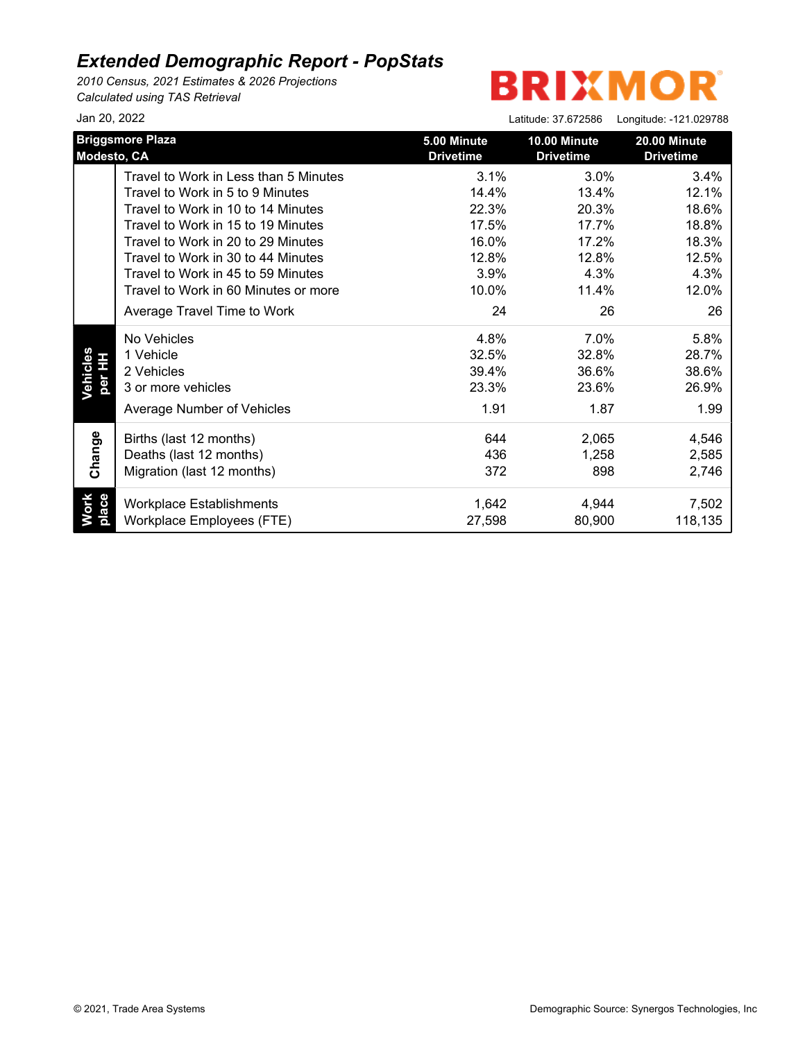# *Extended Demographic Report - PopStats*

*2010 Census, 2021 Estimates & 2026 Projections*
*Calculated using TAS Retrieval*

BRIXMOR

Jan 20, 2022

Latitude: 37.672586 Longitude: -121.029788

| Briggsmore Plaza Modesto, CA | | 5.00 Minute Drivetime | 10.00 Minute Drivetime | 20.00 Minute Drivetime |
|---|---|---|---|---|
| | Travel to Work in Less than 5 Minutes | 3.1% | 3.0% | 3.4% |
| | Travel to Work in 5 to 9 Minutes | 14.4% | 13.4% | 12.1% |
| | Travel to Work in 10 to 14 Minutes | 22.3% | 20.3% | 18.6% |
| | Travel to Work in 15 to 19 Minutes | 17.5% | 17.7% | 18.8% |
| | Travel to Work in 20 to 29 Minutes | 16.0% | 17.2% | 18.3% |
| | Travel to Work in 30 to 44 Minutes | 12.8% | 12.8% | 12.5% |
| | Travel to Work in 45 to 59 Minutes | 3.9% | 4.3% | 4.3% |
| | Travel to Work in 60 Minutes or more | 10.0% | 11.4% | 12.0% |
| | Average Travel Time to Work | 24 | 26 | 26 |
| Vehicles per HH | No Vehicles | 4.8% | 7.0% | 5.8% |
| | 1 Vehicle | 32.5% | 32.8% | 28.7% |
| | 2 Vehicles | 39.4% | 36.6% | 38.6% |
| | 3 or more vehicles | 23.3% | 23.6% | 26.9% |
| | Average Number of Vehicles | 1.91 | 1.87 | 1.99 |
| Change | Births (last 12 months) | 644 | 2,065 | 4,546 |
| | Deaths (last 12 months) | 436 | 1,258 | 2,585 |
| | Migration (last 12 months) | 372 | 898 | 2,746 |
| Work place | Workplace Establishments | 1,642 | 4,944 | 7,502 |
| | Workplace Employees (FTE) | 27,598 | 80,900 | 118,135 |

© 2021, Trade Area Systems

Demographic Source: Synergos Technologies, Inc